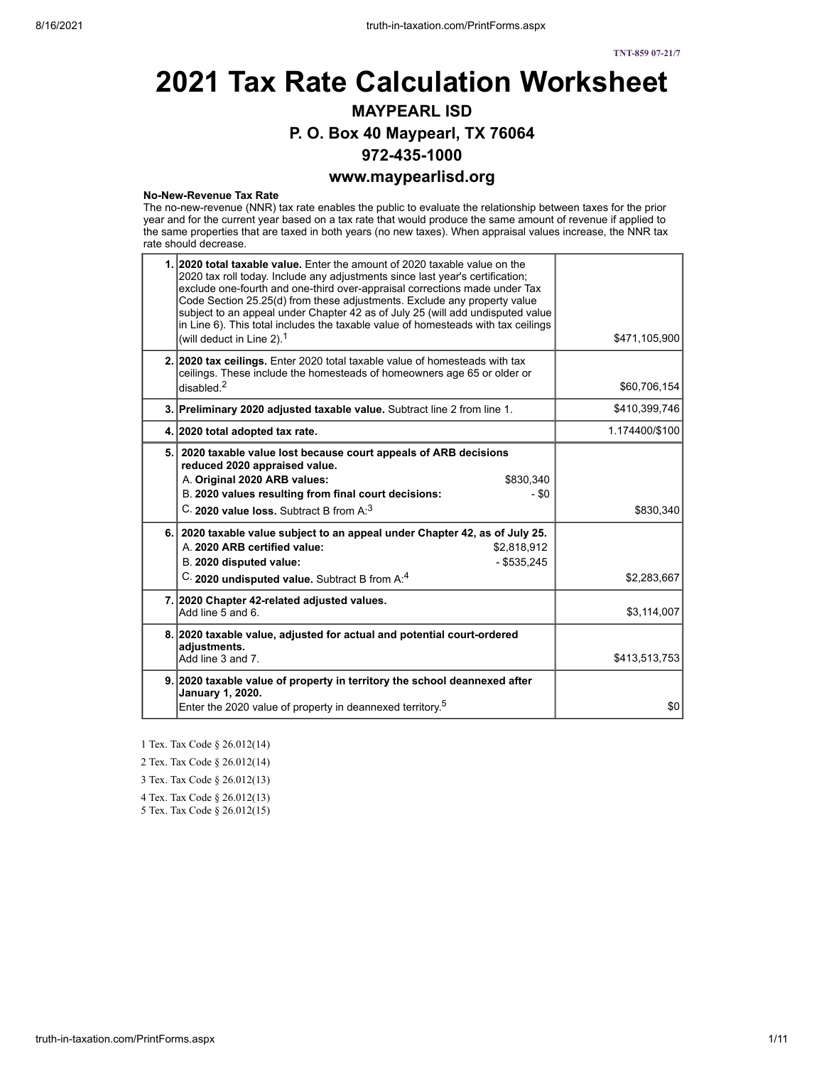TNT-859 07-21/7

# 2021 Tax Rate Calculation Worksheet

## MAYPEARL ISD

## P. O. Box 40 Maypearl, TX 76064

## 972-435-1000

## www.maypearlisd.org

**No-New-Revenue Tax Rate**

The no-new-revenue (NNR) tax rate enables the public to evaluate the relationship between taxes for the prior year and for the current year based on a tax rate that would produce the same amount of revenue if applied to the same properties that are taxed in both years (no new taxes). When appraisal values increase, the NNR tax rate should decrease.

| Line | Description | Amount |
|---|---|---|
| 1. | **2020 total taxable value.** Enter the amount of 2020 taxable value on the 2020 tax roll today. Include any adjustments since last year's certification; exclude one-fourth and one-third over-appraisal corrections made under Tax Code Section 25.25(d) from these adjustments. Exclude any property value subject to an appeal under Chapter 42 as of July 25 (will add undisputed value in Line 6). This total includes the taxable value of homesteads with tax ceilings (will deduct in Line 2).[1] | $471,105,900 |
| 2. | **2020 tax ceilings.** Enter 2020 total taxable value of homesteads with tax ceilings. These include the homesteads of homeowners age 65 or older or disabled.[2] | $60,706,154 |
| 3. | **Preliminary 2020 adjusted taxable value.** Subtract line 2 from line 1. | $410,399,746 |
| 4. | **2020 total adopted tax rate.** | 1.174400/$100 |
| 5. | **2020 taxable value lost because court appeals of ARB decisions reduced 2020 appraised value.**<br>A. **Original 2020 ARB values:** $830,340<br>B. **2020 values resulting from final court decisions:** - $0<br>C. **2020 value loss.** Subtract B from A:[3] | $830,340 |
| 6. | **2020 taxable value subject to an appeal under Chapter 42, as of July 25.**<br>A. **2020 ARB certified value:** $2,818,912<br>B. **2020 disputed value:** - $535,245<br>C. **2020 undisputed value.** Subtract B from A:[4] | $2,283,667 |
| 7. | **2020 Chapter 42-related adjusted values.**<br>Add line 5 and 6. | $3,114,007 |
| 8. | **2020 taxable value, adjusted for actual and potential court-ordered adjustments.**<br>Add line 3 and 7. | $413,513,753 |
| 9. | **2020 taxable value of property in territory the school deannexed after January 1, 2020.**<br>Enter the 2020 value of property in deannexed territory.[5] | $0 |

1 Tex. Tax Code § 26.012(14)

2 Tex. Tax Code § 26.012(14)

3 Tex. Tax Code § 26.012(13)

4 Tex. Tax Code § 26.012(13)

5 Tex. Tax Code § 26.012(15)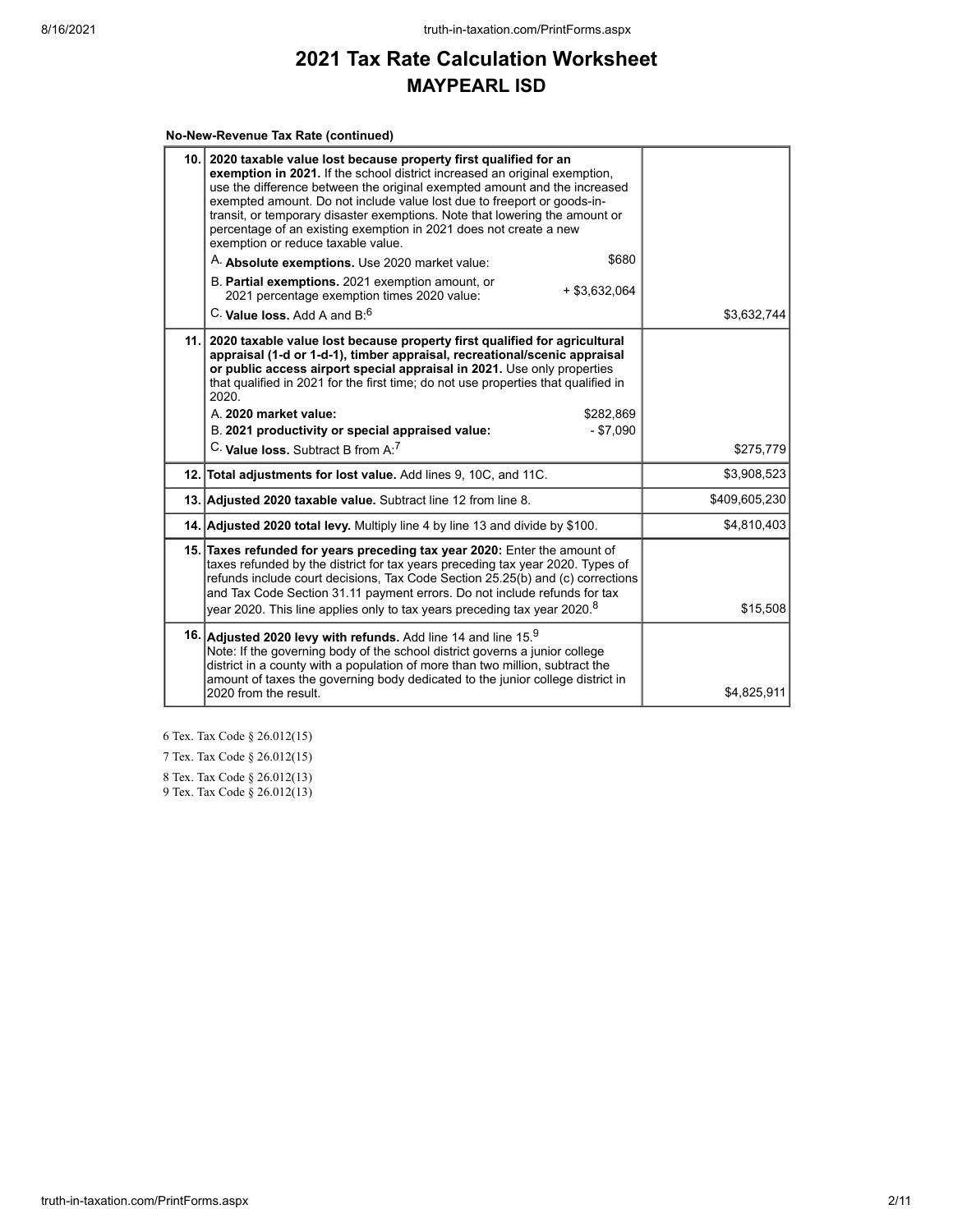# 2021 Tax Rate Calculation Worksheet

## MAYPEARL ISD

**No-New-Revenue Tax Rate (continued)**

| Line | Description | | Amount |
|---|---|---|---|
| 10. | **2020 taxable value lost because property first qualified for an exemption in 2021.** If the school district increased an original exemption, use the difference between the original exempted amount and the increased exempted amount. Do not include value lost due to freeport or goods-in-transit, or temporary disaster exemptions. Note that lowering the amount or percentage of an existing exemption in 2021 does not create a new exemption or reduce taxable value. | | |
| | A. **Absolute exemptions.** Use 2020 market value: | $680 | |
| | B. **Partial exemptions.** 2021 exemption amount, or 2021 percentage exemption times 2020 value: | + $3,632,064 | |
| | C. **Value loss.** Add A and B:[6] | | $3,632,744 |
| 11. | **2020 taxable value lost because property first qualified for agricultural appraisal (1-d or 1-d-1), timber appraisal, recreational/scenic appraisal or public access airport special appraisal in 2021.** Use only properties that qualified in 2021 for the first time; do not use properties that qualified in 2020. | | |
| | A. **2020 market value:** | $282,869 | |
| | B. **2021 productivity or special appraised value:** | - $7,090 | |
| | C. **Value loss.** Subtract B from A:[7] | | $275,779 |
| 12. | **Total adjustments for lost value.** Add lines 9, 10C, and 11C. | | $3,908,523 |
| 13. | **Adjusted 2020 taxable value.** Subtract line 12 from line 8. | | $409,605,230 |
| 14. | **Adjusted 2020 total levy.** Multiply line 4 by line 13 and divide by $100. | | $4,810,403 |
| 15. | **Taxes refunded for years preceding tax year 2020:** Enter the amount of taxes refunded by the district for tax years preceding tax year 2020. Types of refunds include court decisions, Tax Code Section 25.25(b) and (c) corrections and Tax Code Section 31.11 payment errors. Do not include refunds for tax year 2020. This line applies only to tax years preceding tax year 2020.[8] | | $15,508 |
| 16. | **Adjusted 2020 levy with refunds.** Add line 14 and line 15.[9] Note: If the governing body of the school district governs a junior college district in a county with a population of more than two million, subtract the amount of taxes the governing body dedicated to the junior college district in 2020 from the result. | | $4,825,911 |

6 Tex. Tax Code § 26.012(15)

7 Tex. Tax Code § 26.012(15)

8 Tex. Tax Code § 26.012(13)

9 Tex. Tax Code § 26.012(13)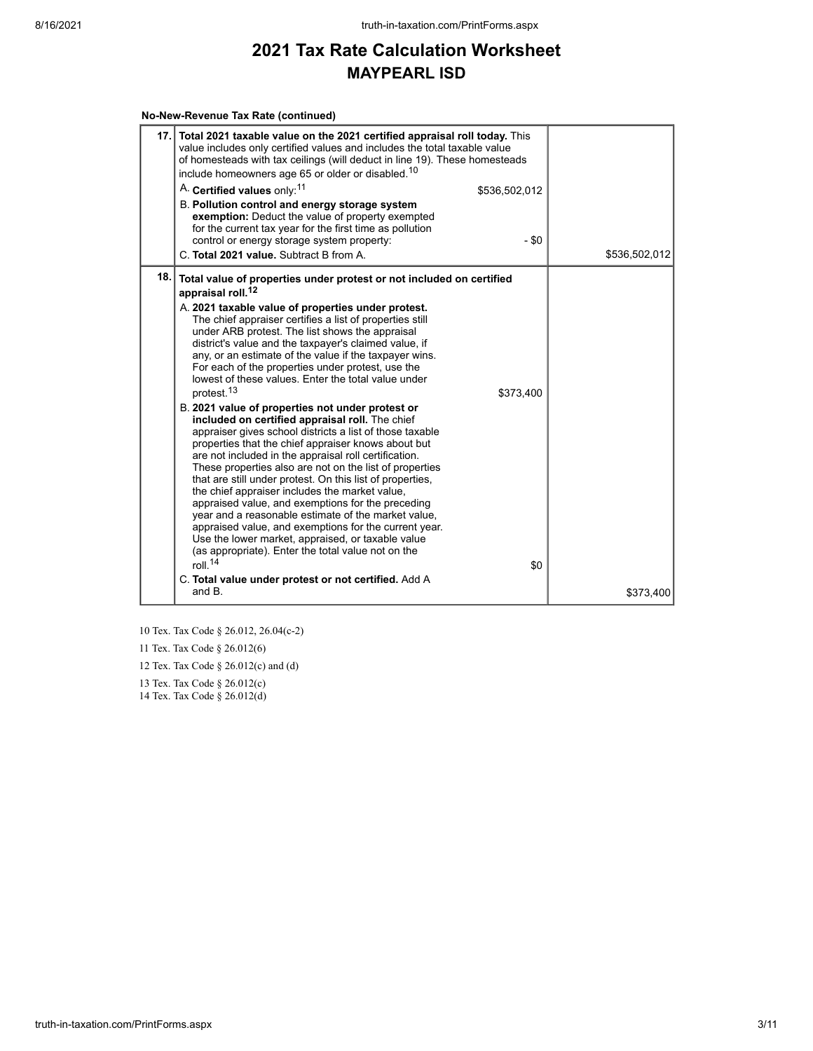# 2021 Tax Rate Calculation Worksheet

## MAYPEARL ISD

**No-New-Revenue Tax Rate (continued)**

| | | | |
|---|---|---|---|
| **17.** | **Total 2021 taxable value on the 2021 certified appraisal roll today.** This value includes only certified values and includes the total taxable value of homesteads with tax ceilings (will deduct in line 19). These homesteads include homeowners age 65 or older or disabled.[10] | | |
| | A. **Certified values** only:[11] | $536,502,012 | |
| | B. **Pollution control and energy storage system exemption:** Deduct the value of property exempted for the current tax year for the first time as pollution control or energy storage system property: | - $0 | |
| | C. **Total 2021 value.** Subtract B from A. | | $536,502,012 |
| **18.** | **Total value of properties under protest or not included on certified appraisal roll.**[12] | | |
| | A. **2021 taxable value of properties under protest.** The chief appraiser certifies a list of properties still under ARB protest. The list shows the appraisal district's value and the taxpayer's claimed value, if any, or an estimate of the value if the taxpayer wins. For each of the properties under protest, use the lowest of these values. Enter the total value under protest.[13] | $373,400 | |
| | B. **2021 value of properties not under protest or included on certified appraisal roll.** The chief appraiser gives school districts a list of those taxable properties that the chief appraiser knows about but are not included in the appraisal roll certification. These properties also are not on the list of properties that are still under protest. On this list of properties, the chief appraiser includes the market value, appraised value, and exemptions for the preceding year and a reasonable estimate of the market value, appraised value, and exemptions for the current year. Use the lower market, appraised, or taxable value (as appropriate). Enter the total value not on the roll.[14] | $0 | |
| | C. **Total value under protest or not certified.** Add A and B. | | $373,400 |

10 Tex. Tax Code § 26.012, 26.04(c-2)

11 Tex. Tax Code § 26.012(6)

12 Tex. Tax Code § 26.012(c) and (d)

13 Tex. Tax Code § 26.012(c)

14 Tex. Tax Code § 26.012(d)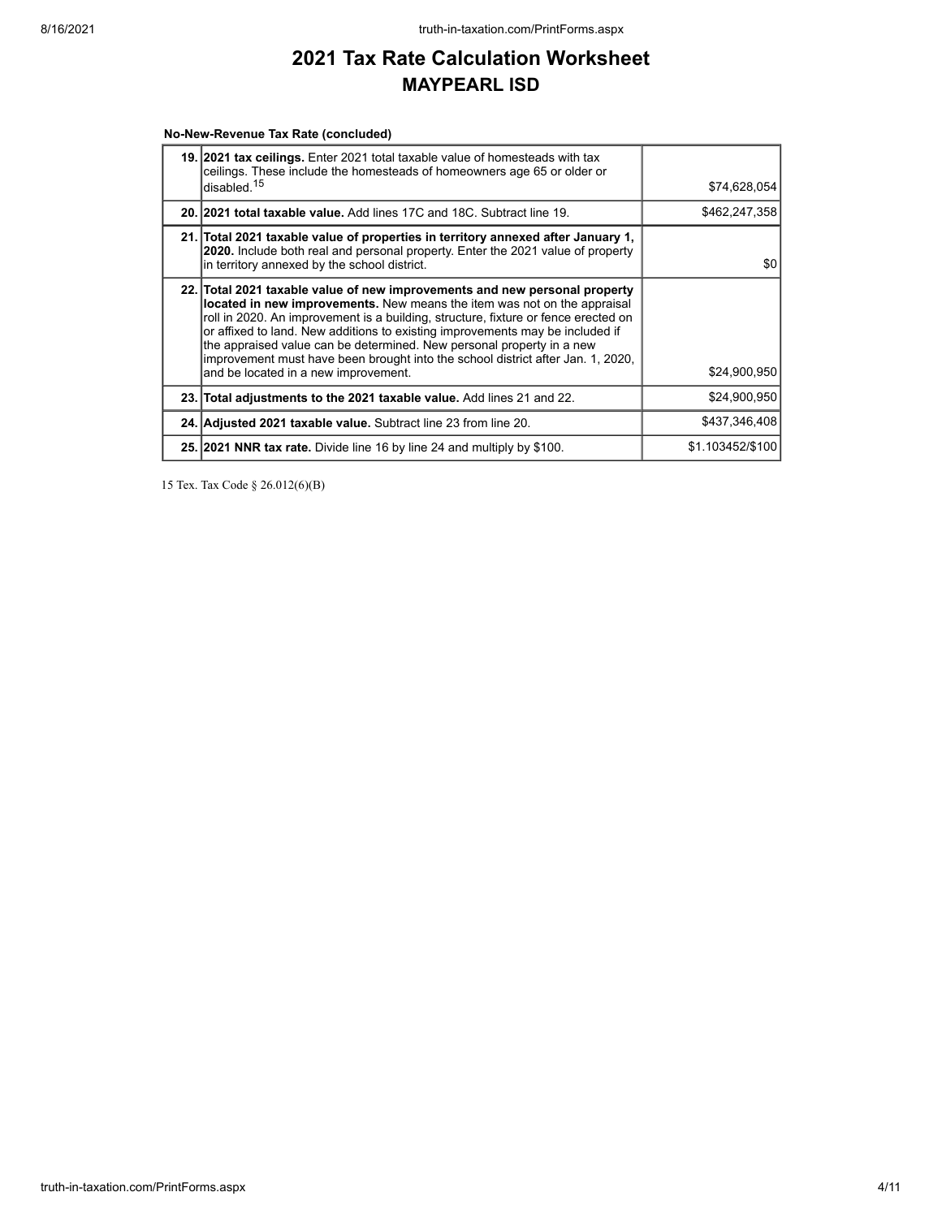# 2021 Tax Rate Calculation Worksheet

## MAYPEARL ISD

**No-New-Revenue Tax Rate (concluded)**

| | | |
|---|---|---|
| 19. | **2021 tax ceilings.** Enter 2021 total taxable value of homesteads with tax ceilings. These include the homesteads of homeowners age 65 or older or disabled.[15] | $74,628,054 |
| 20. | **2021 total taxable value.** Add lines 17C and 18C. Subtract line 19. | $462,247,358 |
| 21. | **Total 2021 taxable value of properties in territory annexed after January 1, 2020.** Include both real and personal property. Enter the 2021 value of property in territory annexed by the school district. | $0 |
| 22. | **Total 2021 taxable value of new improvements and new personal property located in new improvements.** New means the item was not on the appraisal roll in 2020. An improvement is a building, structure, fixture or fence erected on or affixed to land. New additions to existing improvements may be included if the appraised value can be determined. New personal property in a new improvement must have been brought into the school district after Jan. 1, 2020, and be located in a new improvement. | $24,900,950 |
| 23. | **Total adjustments to the 2021 taxable value.** Add lines 21 and 22. | $24,900,950 |
| 24. | **Adjusted 2021 taxable value.** Subtract line 23 from line 20. | $437,346,408 |
| 25. | **2021 NNR tax rate.** Divide line 16 by line 24 and multiply by $100. | $1.103452/$100 |

15 Tex. Tax Code § 26.012(6)(B)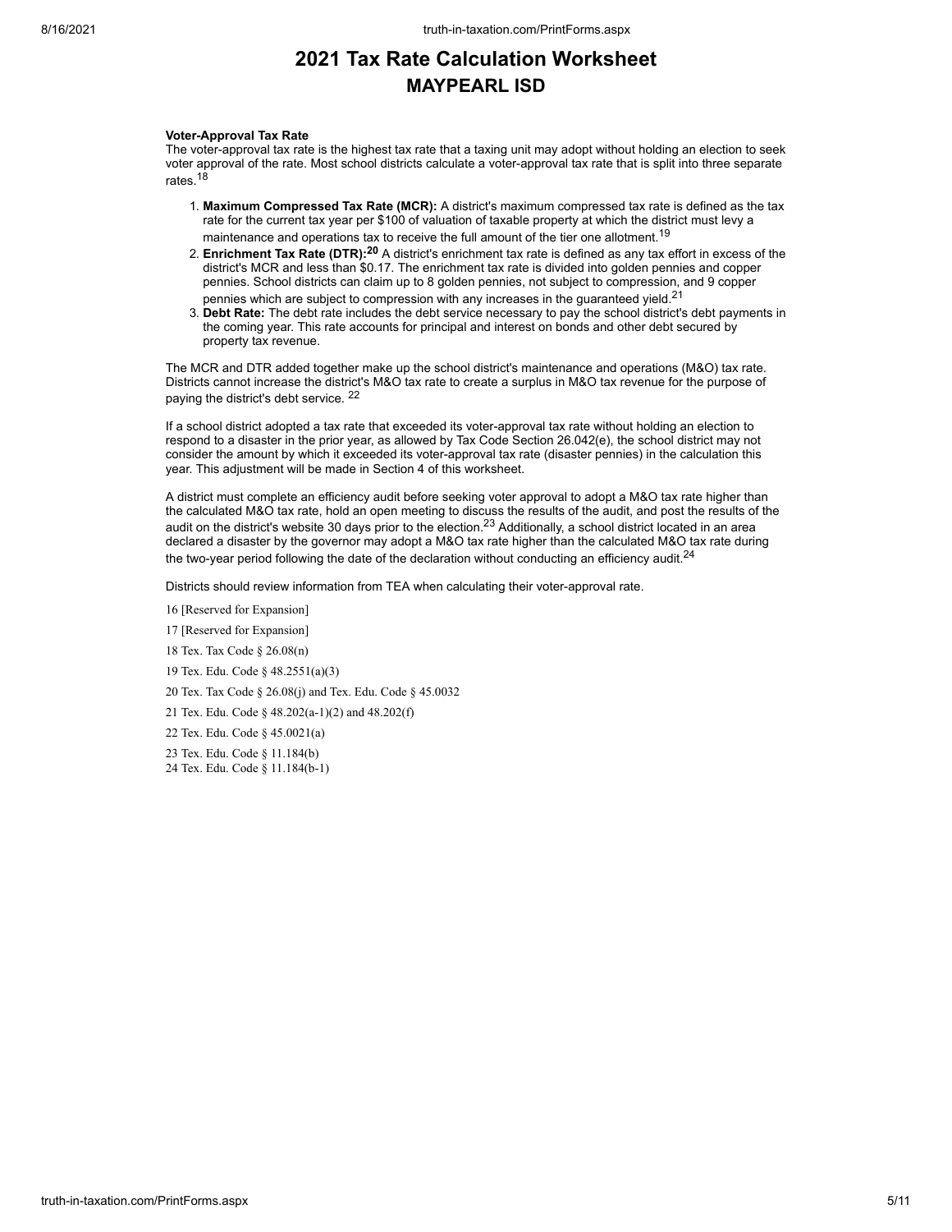# 2021 Tax Rate Calculation Worksheet

## MAYPEARL ISD

**Voter-Approval Tax Rate**

The voter-approval tax rate is the highest tax rate that a taxing unit may adopt without holding an election to seek voter approval of the rate. Most school districts calculate a voter-approval tax rate that is split into three separate rates.[18]

1. **Maximum Compressed Tax Rate (MCR):** A district's maximum compressed tax rate is defined as the tax rate for the current tax year per $100 of valuation of taxable property at which the district must levy a maintenance and operations tax to receive the full amount of the tier one allotment.[19]
2. **Enrichment Tax Rate (DTR):**[20] A district's enrichment tax rate is defined as any tax effort in excess of the district's MCR and less than $0.17. The enrichment tax rate is divided into golden pennies and copper pennies. School districts can claim up to 8 golden pennies, not subject to compression, and 9 copper pennies which are subject to compression with any increases in the guaranteed yield.[21]
3. **Debt Rate:** The debt rate includes the debt service necessary to pay the school district's debt payments in the coming year. This rate accounts for principal and interest on bonds and other debt secured by property tax revenue.

The MCR and DTR added together make up the school district's maintenance and operations (M&O) tax rate. Districts cannot increase the district's M&O tax rate to create a surplus in M&O tax revenue for the purpose of paying the district's debt service. [22]

If a school district adopted a tax rate that exceeded its voter-approval tax rate without holding an election to respond to a disaster in the prior year, as allowed by Tax Code Section 26.042(e), the school district may not consider the amount by which it exceeded its voter-approval tax rate (disaster pennies) in the calculation this year. This adjustment will be made in Section 4 of this worksheet.

A district must complete an efficiency audit before seeking voter approval to adopt a M&O tax rate higher than the calculated M&O tax rate, hold an open meeting to discuss the results of the audit, and post the results of the audit on the district's website 30 days prior to the election.[23] Additionally, a school district located in an area declared a disaster by the governor may adopt a M&O tax rate higher than the calculated M&O tax rate during the two-year period following the date of the declaration without conducting an efficiency audit.[24]

Districts should review information from TEA when calculating their voter-approval rate.

16 [Reserved for Expansion]

17 [Reserved for Expansion]

18 Tex. Tax Code § 26.08(n)

19 Tex. Edu. Code § 48.2551(a)(3)

20 Tex. Tax Code § 26.08(j) and Tex. Edu. Code § 45.0032

21 Tex. Edu. Code § 48.202(a-1)(2) and 48.202(f)

22 Tex. Edu. Code § 45.0021(a)

23 Tex. Edu. Code § 11.184(b)

24 Tex. Edu. Code § 11.184(b-1)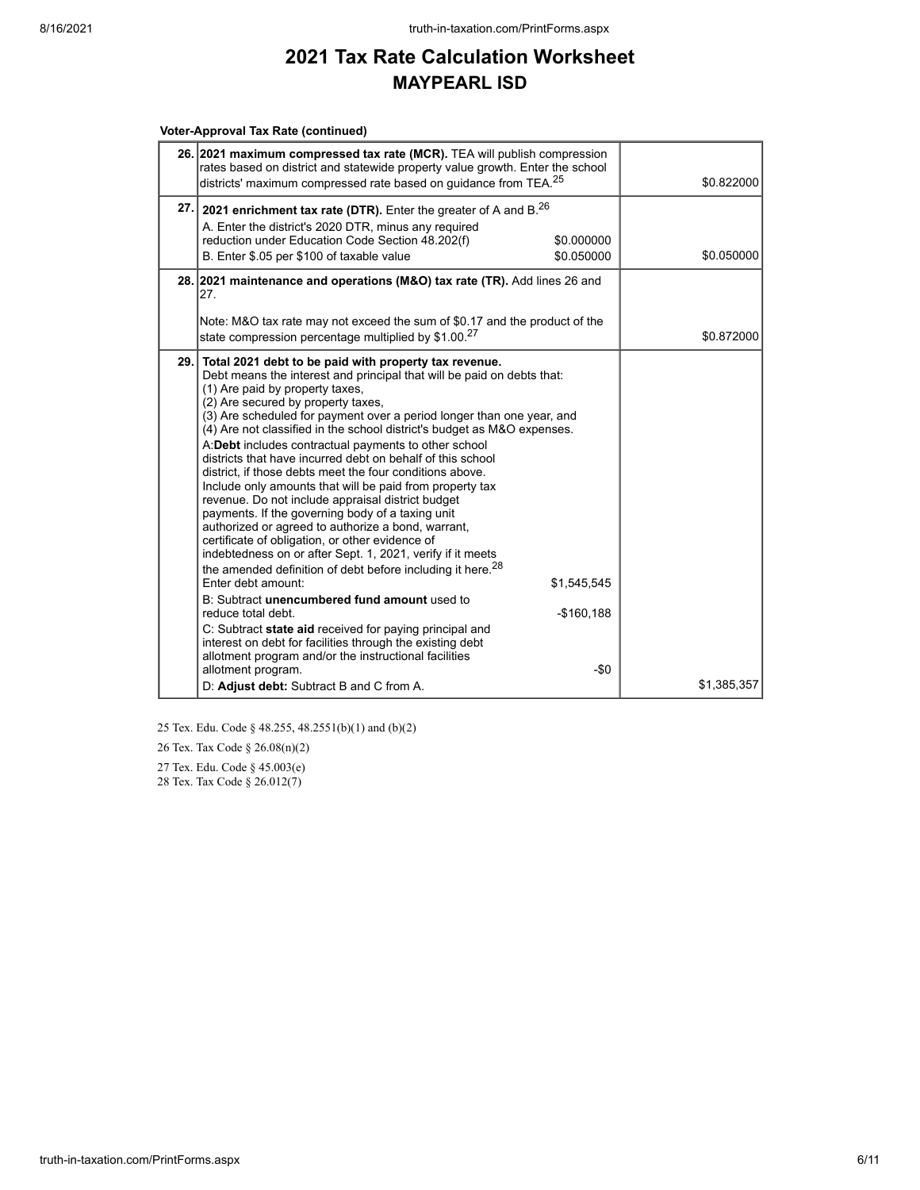# 2021 Tax Rate Calculation Worksheet
## MAYPEARL ISD

**Voter-Approval Tax Rate (continued)**

| Line | Description | | Amount |
|---|---|---|---|
| 26. | **2021 maximum compressed tax rate (MCR).** TEA will publish compression rates based on district and statewide property value growth. Enter the school districts' maximum compressed rate based on guidance from TEA.[25] | | $0.822000 |
| 27. | **2021 enrichment tax rate (DTR).** Enter the greater of A and B.[26] | | $0.050000 |
| | A. Enter the district's 2020 DTR, minus any required reduction under Education Code Section 48.202(f) | $0.000000 | |
| | B. Enter $.05 per $100 of taxable value | $0.050000 | |
| 28. | **2021 maintenance and operations (M&O) tax rate (TR).** Add lines 26 and 27.<br><br>Note: M&O tax rate may not exceed the sum of $0.17 and the product of the state compression percentage multiplied by $1.00.[27] | | $0.872000 |
| 29. | **Total 2021 debt to be paid with property tax revenue.**<br>Debt means the interest and principal that will be paid on debts that:<br>(1) Are paid by property taxes,<br>(2) Are secured by property taxes,<br>(3) Are scheduled for payment over a period longer than one year, and<br>(4) Are not classified in the school district's budget as M&O expenses. | | |
| | A: **Debt** includes contractual payments to other school districts that have incurred debt on behalf of this school district, if those debts meet the four conditions above. Include only amounts that will be paid from property tax revenue. Do not include appraisal district budget payments. If the governing body of a taxing unit authorized or agreed to authorize a bond, warrant, certificate of obligation, or other evidence of indebtedness on or after Sept. 1, 2021, verify if it meets the amended definition of debt before including it here.[28]<br>Enter debt amount: | $1,545,545 | |
| | B: Subtract **unencumbered fund amount** used to reduce total debt. | -$160,188 | |
| | C: Subtract **state aid** received for paying principal and interest on debt for facilities through the existing debt allotment program and/or the instructional facilities allotment program. | -$0 | |
| | D: **Adjust debt:** Subtract B and C from A. | | $1,385,357 |

25 Tex. Edu. Code § 48.255, 48.2551(b)(1) and (b)(2)

26 Tex. Tax Code § 26.08(n)(2)

27 Tex. Edu. Code § 45.003(e)

28 Tex. Tax Code § 26.012(7)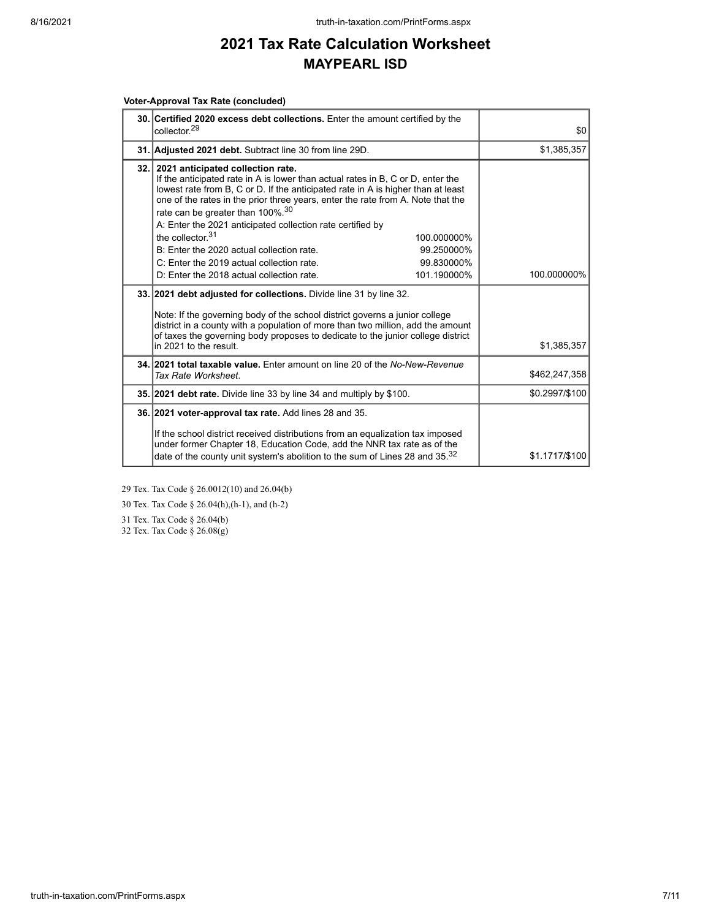# 2021 Tax Rate Calculation Worksheet

## MAYPEARL ISD

**Voter-Approval Tax Rate (concluded)**

| Line | Description | Amount |
|---|---|---|
| 30. | **Certified 2020 excess debt collections.** Enter the amount certified by the collector.[29] | $0 |
| 31. | **Adjusted 2021 debt.** Subtract line 30 from line 29D. | $1,385,357 |
| 32. | **2021 anticipated collection rate.** If the anticipated rate in A is lower than actual rates in B, C or D, enter the lowest rate from B, C or D. If the anticipated rate in A is higher than at least one of the rates in the prior three years, enter the rate from A. Note that the rate can be greater than 100%.[30] <br> A: Enter the 2021 anticipated collection rate certified by the collector.[31] 100.000000% <br> B: Enter the 2020 actual collection rate. 99.250000% <br> C: Enter the 2019 actual collection rate. 99.830000% <br> D: Enter the 2018 actual collection rate. 101.190000% | 100.000000% |
| 33. | **2021 debt adjusted for collections.** Divide line 31 by line 32. <br><br> Note: If the governing body of the school district governs a junior college district in a county with a population of more than two million, add the amount of taxes the governing body proposes to dedicate to the junior college district in 2021 to the result. | $1,385,357 |
| 34. | **2021 total taxable value.** Enter amount on line 20 of the *No-New-Revenue Tax Rate Worksheet.* | $462,247,358 |
| 35. | **2021 debt rate.** Divide line 33 by line 34 and multiply by $100. | $0.2997/$100 |
| 36. | **2021 voter-approval tax rate.** Add lines 28 and 35. <br><br> If the school district received distributions from an equalization tax imposed under former Chapter 18, Education Code, add the NNR tax rate as of the date of the county unit system's abolition to the sum of Lines 28 and 35.[32] | $1.1717/$100 |

29 Tex. Tax Code § 26.0012(10) and 26.04(b)

30 Tex. Tax Code § 26.04(h),(h-1), and (h-2)

31 Tex. Tax Code § 26.04(b)

32 Tex. Tax Code § 26.08(g)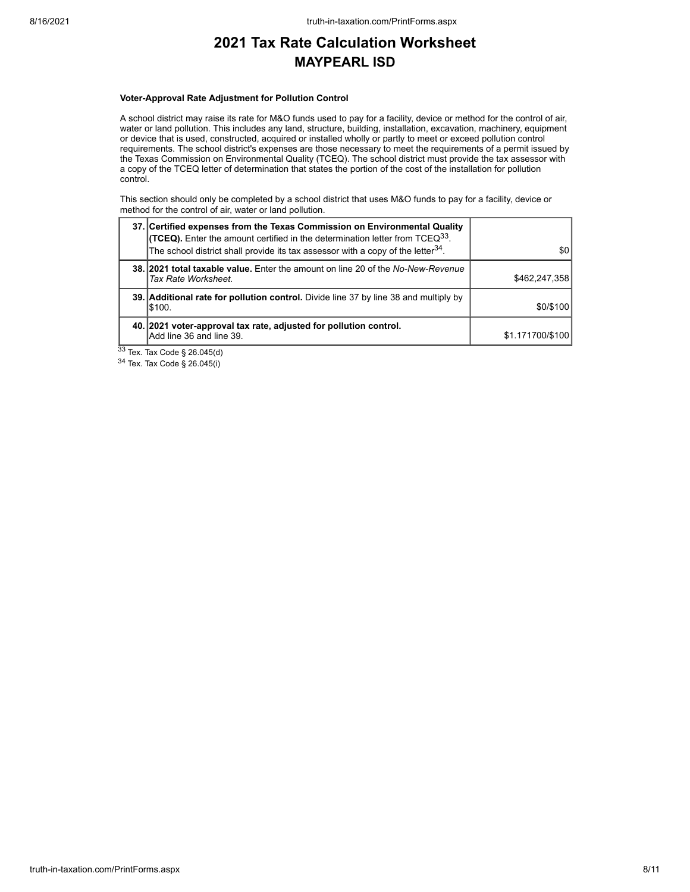# 2021 Tax Rate Calculation Worksheet

## MAYPEARL ISD

**Voter-Approval Rate Adjustment for Pollution Control**

A school district may raise its rate for M&O funds used to pay for a facility, device or method for the control of air, water or land pollution. This includes any land, structure, building, installation, excavation, machinery, equipment or device that is used, constructed, acquired or installed wholly or partly to meet or exceed pollution control requirements. The school district's expenses are those necessary to meet the requirements of a permit issued by the Texas Commission on Environmental Quality (TCEQ). The school district must provide the tax assessor with a copy of the TCEQ letter of determination that states the portion of the cost of the installation for pollution control.

This section should only be completed by a school district that uses M&O funds to pay for a facility, device or method for the control of air, water or land pollution.

| | | |
|---|---|---|
| 37. | **Certified expenses from the Texas Commission on Environmental Quality (TCEQ).** Enter the amount certified in the determination letter from TCEQ[33]. The school district shall provide its tax assessor with a copy of the letter[34]. | $0 |
| 38. | **2021 total taxable value.** Enter the amount on line 20 of the *No-New-Revenue Tax Rate Worksheet.* | $462,247,358 |
| 39. | **Additional rate for pollution control.** Divide line 37 by line 38 and multiply by $100. | $0/$100 |
| 40. | **2021 voter-approval tax rate, adjusted for pollution control.** Add line 36 and line 39. | $1.171700/$100 |

[33] Tex. Tax Code § 26.045(d)

[34] Tex. Tax Code § 26.045(i)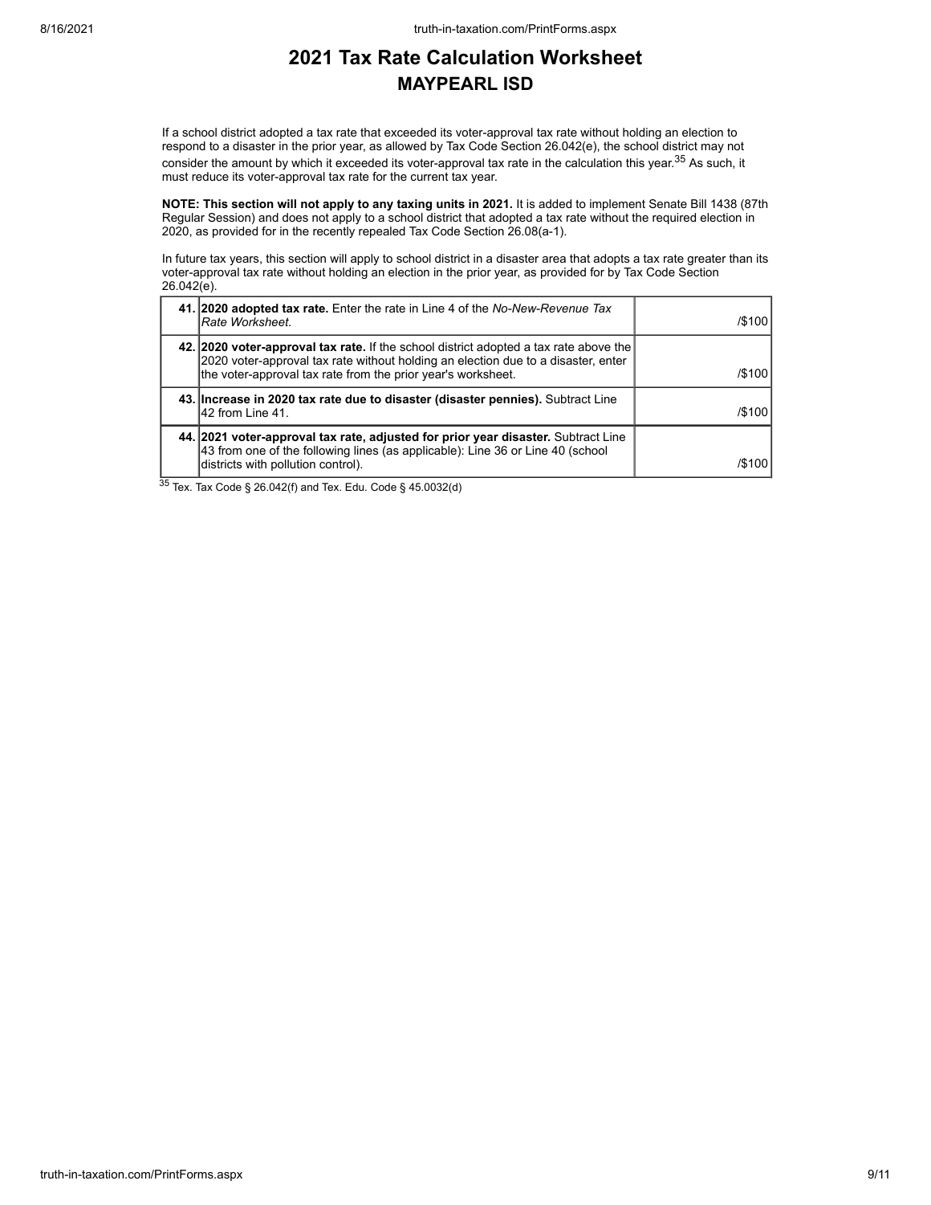# 2021 Tax Rate Calculation Worksheet

## MAYPEARL ISD

If a school district adopted a tax rate that exceeded its voter-approval tax rate without holding an election to respond to a disaster in the prior year, as allowed by Tax Code Section 26.042(e), the school district may not consider the amount by which it exceeded its voter-approval tax rate in the calculation this year.[35] As such, it must reduce its voter-approval tax rate for the current tax year.

**NOTE: This section will not apply to any taxing units in 2021.** It is added to implement Senate Bill 1438 (87th Regular Session) and does not apply to a school district that adopted a tax rate without the required election in 2020, as provided for in the recently repealed Tax Code Section 26.08(a-1).

In future tax years, this section will apply to school district in a disaster area that adopts a tax rate greater than its voter-approval tax rate without holding an election in the prior year, as provided for by Tax Code Section 26.042(e).

| Line | Description | Amount |
|---|---|---|
| 41. | **2020 adopted tax rate.** Enter the rate in Line 4 of the *No-New-Revenue Tax Rate Worksheet*. | /$100 |
| 42. | **2020 voter-approval tax rate.** If the school district adopted a tax rate above the 2020 voter-approval tax rate without holding an election due to a disaster, enter the voter-approval tax rate from the prior year's worksheet. | /$100 |
| 43. | **Increase in 2020 tax rate due to disaster (disaster pennies).** Subtract Line 42 from Line 41. | /$100 |
| 44. | **2021 voter-approval tax rate, adjusted for prior year disaster.** Subtract Line 43 from one of the following lines (as applicable): Line 36 or Line 40 (school districts with pollution control). | /$100 |

[35] Tex. Tax Code § 26.042(f) and Tex. Edu. Code § 45.0032(d)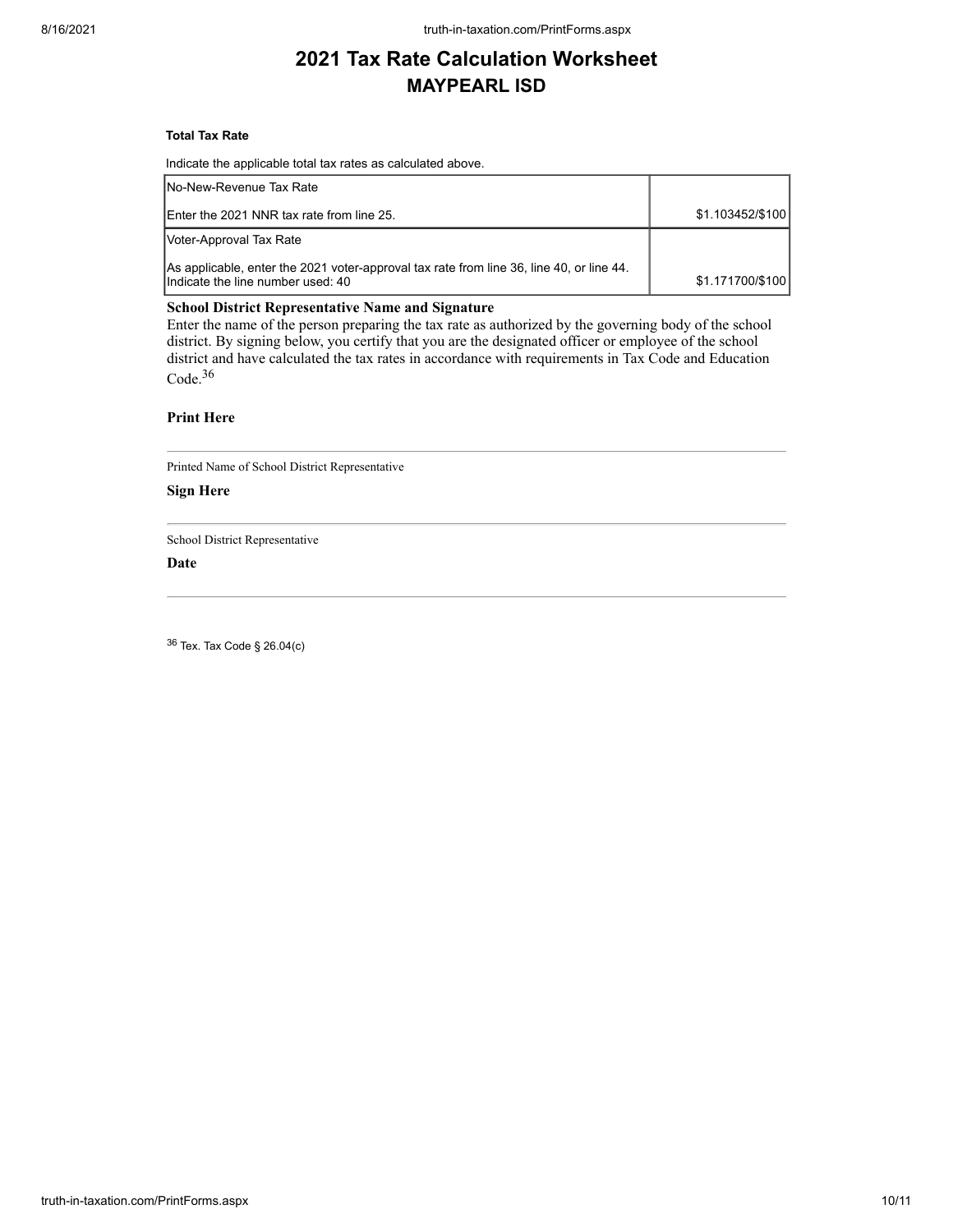# 2021 Tax Rate Calculation Worksheet
## MAYPEARL ISD

**Total Tax Rate**

Indicate the applicable total tax rates as calculated above.

| | |
|---|---|
| No-New-Revenue Tax Rate<br><br>Enter the 2021 NNR tax rate from line 25. | $1.103452/$100 |
| Voter-Approval Tax Rate<br><br>As applicable, enter the 2021 voter-approval tax rate from line 36, line 40, or line 44. Indicate the line number used: 40 | $1.171700/$100 |

**School District Representative Name and Signature**

Enter the name of the person preparing the tax rate as authorized by the governing body of the school district. By signing below, you certify that you are the designated officer or employee of the school district and have calculated the tax rates in accordance with requirements in Tax Code and Education Code.[36]

**Print Here**

_______________________________________________

Printed Name of School District Representative

**Sign Here**

_______________________________________________

School District Representative

**Date**

_______________________________________________

[36] Tex. Tax Code § 26.04(c)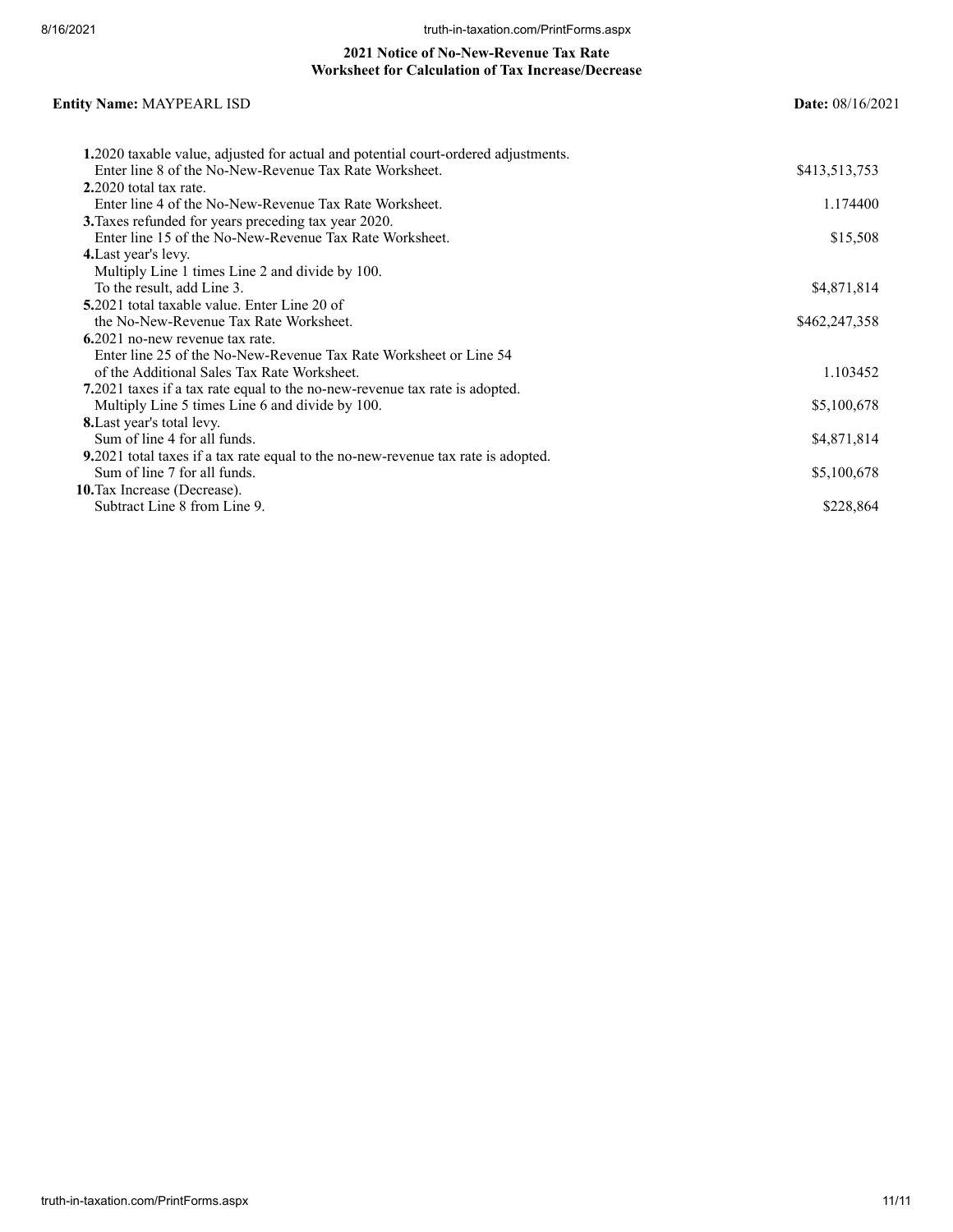## 2021 Notice of No-New-Revenue Tax Rate
## Worksheet for Calculation of Tax Increase/Decrease

**Entity Name:** MAYPEARL ISD **Date:** 08/16/2021

| | |
|---|---|
| **1.** 2020 taxable value, adjusted for actual and potential court-ordered adjustments. Enter line 8 of the No-New-Revenue Tax Rate Worksheet. | \$413,513,753 |
| **2.** 2020 total tax rate. Enter line 4 of the No-New-Revenue Tax Rate Worksheet. | 1.174400 |
| **3.** Taxes refunded for years preceding tax year 2020. Enter line 15 of the No-New-Revenue Tax Rate Worksheet. | \$15,508 |
| **4.** Last year's levy. Multiply Line 1 times Line 2 and divide by 100. To the result, add Line 3. | \$4,871,814 |
| **5.** 2021 total taxable value. Enter Line 20 of the No-New-Revenue Tax Rate Worksheet. | \$462,247,358 |
| **6.** 2021 no-new revenue tax rate. Enter line 25 of the No-New-Revenue Tax Rate Worksheet or Line 54 of the Additional Sales Tax Rate Worksheet. | 1.103452 |
| **7.** 2021 taxes if a tax rate equal to the no-new-revenue tax rate is adopted. Multiply Line 5 times Line 6 and divide by 100. | \$5,100,678 |
| **8.** Last year's total levy. Sum of line 4 for all funds. | \$4,871,814 |
| **9.** 2021 total taxes if a tax rate equal to the no-new-revenue tax rate is adopted. Sum of line 7 for all funds. | \$5,100,678 |
| **10.** Tax Increase (Decrease). Subtract Line 8 from Line 9. | \$228,864 |